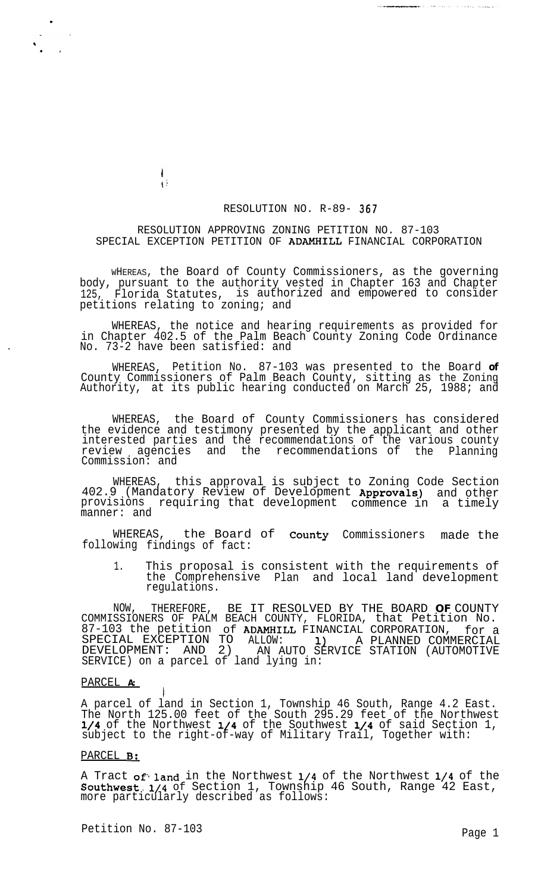RESOLUTION NO. R-89- 367

RESOLUTION APPROVING ZONING PETITION NO. 87-103
SPECIAL EXCEPTION PETITION OF ADAMHILL FINANCIAL CORPORATION

WHEREAS, the Board of County Commissioners, as the governing body, pursuant to the authority vested in Chapter 163 and Chapter 125, Florida Statutes, is authorized and empowered to consider petitions relating to zoning; and

WHEREAS, the notice and hearing requirements as provided for in Chapter 402.5 of the Palm Beach County Zoning Code Ordinance No. 73-2 have been satisfied: and

WHEREAS, Petition No. 87-103 was presented to the Board of County Commissioners of Palm Beach County, sitting as the Zoning Authority, at its public hearing conducted on March 25, 1988; and

WHEREAS, the Board of County Commissioners has considered the evidence and testimony presented by the applicant and other interested parties and the recommendations of the various county review agencies and the recommendations of the Planning Commission: and

WHEREAS, this approval is subject to Zoning Code Section 402.9 (Mandatory Review of Development Approvals) and other provisions requiring that development commence in a timely manner: and

WHEREAS, the Board of County Commissioners made the following findings of fact:

1. This proposal is consistent with the requirements of the Comprehensive Plan and local land development regulations.

NOW, THEREFORE, BE IT RESOLVED BY THE BOARD OF COUNTY COMMISSIONERS OF PALM BEACH COUNTY, FLORIDA, that Petition No. 87-103 the petition of ADAMHILL FINANCIAL CORPORATION, for a SPECIAL EXCEPTION TO ALLOW: 1) A PLANNED COMMERCIAL DEVELOPMENT: AND 2) AN AUTO SERVICE STATION (AUTOMOTIVE SERVICE) on a parcel of land lying in:

PARCEL A:

A parcel of land in Section 1, Township 46 South, Range 4.2 East. The North 125.00 feet of the South 295.29 feet of the Northwest 1/4 of the Northwest 1/4 of the Southwest 1/4 of said Section 1, subject to the right-of-way of Military Trail, Together with:

PARCEL B:

A Tract of land in the Northwest 1/4 of the Northwest 1/4 of the Southwest 1/4 of Section 1, Township 46 South, Range 42 East, more particularly described as follows:

Petition No. 87-103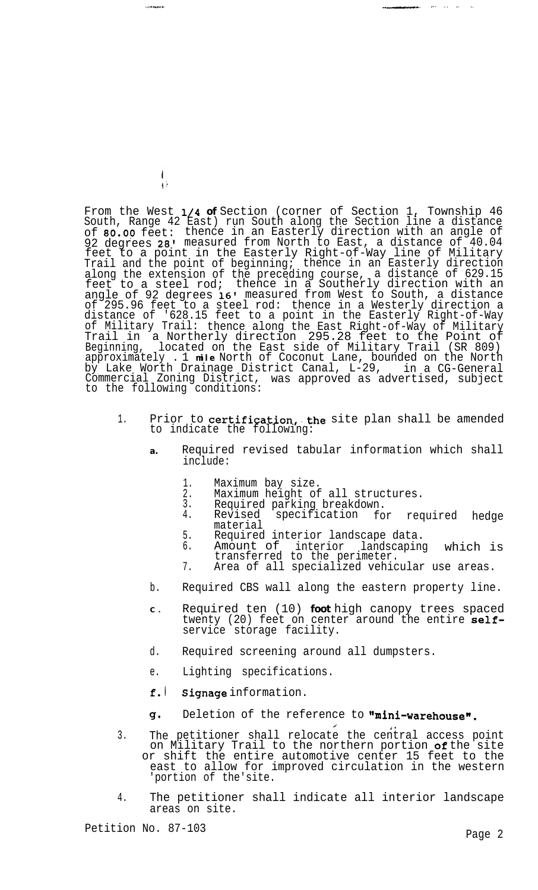From the West 1/4 of Section (corner of Section 1, Township 46 South, Range 42 East) run South along the Section line a distance of 80.00 feet: thence in an Easterly direction with an angle of 92 degrees 28' measured from North to East, a distance of 40.04 feet to a point in the Easterly Right-of-Way line of Military Trail and the point of beginning; thence in an Easterly direction along the extension of the preceding course, a distance of 629.15 feet to a steel rod; thence in a Southerly direction with an angle of 92 degrees 16' measured from West to South, a distance of 295.96 feet to a steel rod: thence in a Westerly direction a distance of '628.15 feet to a point in the Easterly Right-of-Way of Military Trail: thence along the East Right-of-Way of Military Trail in a Northerly direction 295.28 feet to the Point of Beginning, located on the East side of Military Trail (SR 809) approximately .1 mile North of Coconut Lane, bounded on the North by Lake Worth Drainage District Canal, L-29, in a CG-General Commercial Zoning District, was approved as advertised, subject to the following conditions:

1. Prior to certification, the site plan shall be amended to indicate the following:

   a. Required revised tabular information which shall include:

      1. Maximum bay size.
      2. Maximum height of all structures.
      3. Required parking breakdown.
      4. Revised specification for required hedge material
      5. Required interior landscape data.
      6. Amount of interior landscaping which is transferred to the perimeter.
      7. Area of all specialized vehicular use areas.

   b. Required CBS wall along the eastern property line.

   c. Required ten (10) foot high canopy trees spaced twenty (20) feet on center around the entire self-service storage facility.

   d. Required screening around all dumpsters.

   e. Lighting specifications.

   f. Signage information.

   g. Deletion of the reference to "mini-warehouse".

3. The petitioner shall relocate the central access point on Military Trail to the northern portion of the site or shift the entire automotive center 15 feet to the east to allow for improved circulation in the western 'portion of the'site.

4. The petitioner shall indicate all interior landscape areas on site.

Petition No. 87-103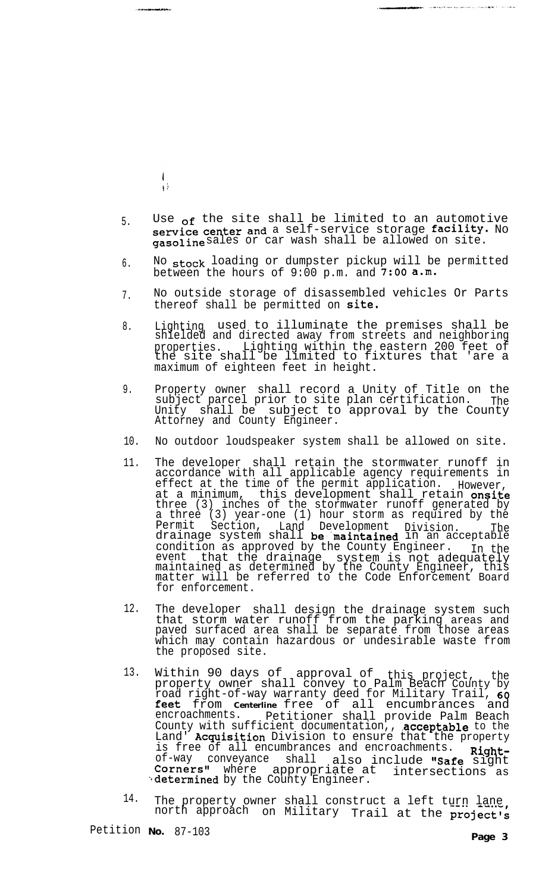5. Use of the site shall be limited to an automotive service center and a self-service storage facility. No gasoline sales or car wash shall be allowed on site.

6. No stock loading or dumpster pickup will be permitted between the hours of 9:00 p.m. and 7:00 a.m.

7. No outside storage of disassembled vehicles Or Parts thereof shall be permitted on site.

8. Lighting used to illuminate the premises shall be shielded and directed away from streets and neighboring properties. Lighting within the eastern 200 feet of the site shall be limited to fixtures that 'are a maximum of eighteen feet in height.

9. Property owner shall record a Unity of Title on the subject parcel prior to site plan certification. The Unity shall be subject to approval by the County Attorney and County Engineer.

10. No outdoor loudspeaker system shall be allowed on site.

11. The developer shall retain the stormwater runoff in accordance with all applicable agency requirements in effect at the time of the permit application. However, at a minimum, this development shall retain onsite three (3) inches of the stormwater runoff generated by a three (3) year-one (1) hour storm as required by the Permit Section, Land Development Division. The drainage system shall be maintained in an acceptable condition as approved by the County Engineer. In the event that the drainage system is not adequately maintained as determined by the County Engineer, this matter will be referred to the Code Enforcement Board for enforcement.

12. The developer shall design the drainage system such that storm water runoff from the parking areas and paved surfaced area shall be separate from those areas which may contain hazardous or undesirable waste from the proposed site.

13. Within 90 days of approval of this project, the property owner shall convey to Palm Beach County by road right-of-way warranty deed for Military Trail, 60 feet from Centerline free of all encumbrances and encroachments. Petitioner shall provide Palm Beach County with sufficient documentation,, acceptable to the Land' Acquisition Division to ensure that the property is free of all encumbrances and encroachments. Right-of-way conveyance shall also include "Safe sight Corners" where appropriate at intersections as determined by the County Engineer.

14. The property owner shall construct a left turn lane, north approach on Military Trail at the project's

Petition No. 87-103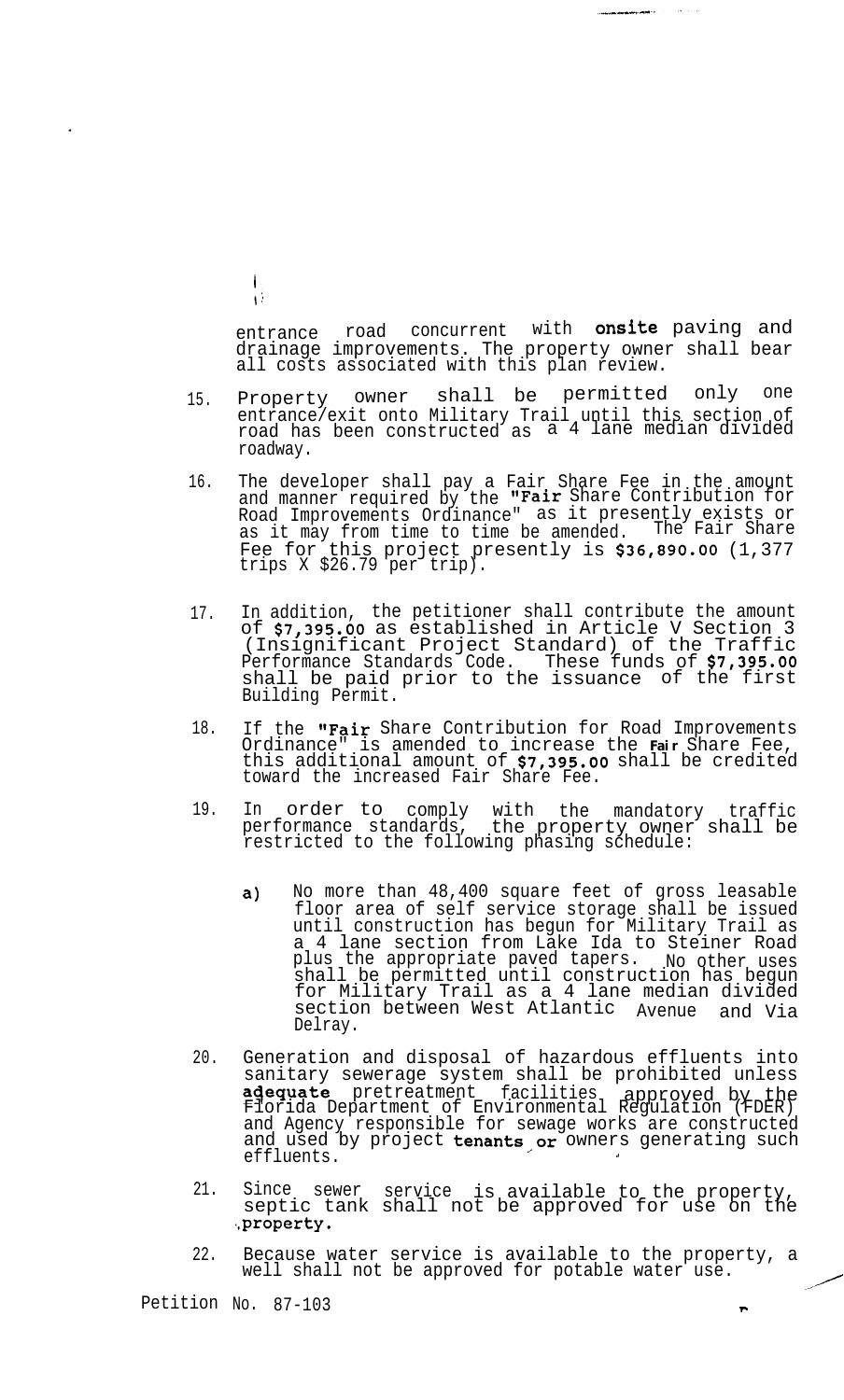entrance road concurrent with onsite paving and drainage improvements. The property owner shall bear all costs associated with this plan review.

15. Property owner shall be permitted only one entrance/exit onto Military Trail until this section of road has been constructed as a 4 lane median divided roadway.

16. The developer shall pay a Fair Share Fee in the amount and manner required by the "Fair Share Contribution for Road Improvements Ordinance" as it presently exists or as it may from time to time be amended. The Fair Share Fee for this project presently is $36,890.00 (1,377 trips X $26.79 per trip).

17. In addition, the petitioner shall contribute the amount of $7,395.00 as established in Article V Section 3 (Insignificant Project Standard) of the Traffic Performance Standards Code. These funds of $7,395.00 shall be paid prior to the issuance of the first Building Permit.

18. If the "Fair Share Contribution for Road Improvements Ordinance" is amended to increase the Fair Share Fee, this additional amount of $7,395.00 shall be credited toward the increased Fair Share Fee.

19. In order to comply with the mandatory traffic performance standards, the property owner shall be restricted to the following phasing schedule:

    a) No more than 48,400 square feet of gross leasable floor area of self service storage shall be issued until construction has begun for Military Trail as a 4 lane section from Lake Ida to Steiner Road plus the appropriate paved tapers. No other uses shall be permitted until construction has begun for Military Trail as a 4 lane median divided section between West Atlantic Avenue and Via Delray.

20. Generation and disposal of hazardous effluents into sanitary sewerage system shall be prohibited unless adequate pretreatment facilities approved by the Florida Department of Environmental Regulation (FDER) and Agency responsible for sewage works are constructed and used by project tenants or owners generating such effluents.

21. Since sewer service is available to the property, septic tank shall not be approved for use on the property.

22. Because water service is available to the property, a well shall not be approved for potable water use.

Petition No. 87-103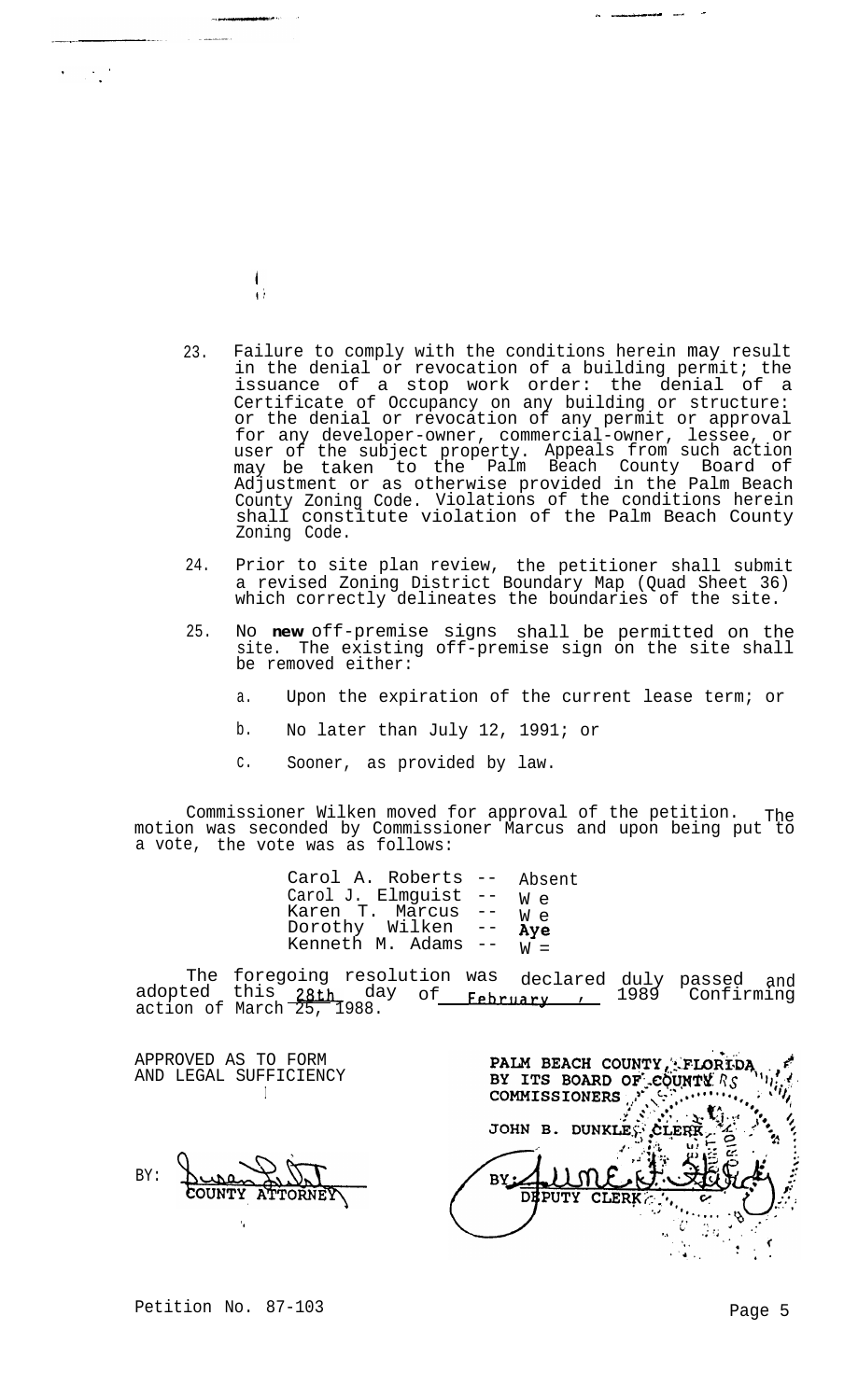23. Failure to comply with the conditions herein may result in the denial or revocation of a building permit; the issuance of a stop work order: the denial of a Certificate of Occupancy on any building or structure: or the denial or revocation of any permit or approval for any developer-owner, commercial-owner, lessee, or user of the subject property. Appeals from such action may be taken to the Palm Beach County Board of Adjustment or as otherwise provided in the Palm Beach County Zoning Code. Violations of the conditions herein shall constitute violation of the Palm Beach County Zoning Code.

24. Prior to site plan review, the petitioner shall submit a revised Zoning District Boundary Map (Quad Sheet 36) which correctly delineates the boundaries of the site.

25. No **new** off-premise signs shall be permitted on the site. The existing off-premise sign on the site shall be removed either:

    a. Upon the expiration of the current lease term; or

    b. No later than July 12, 1991; or

    c. Sooner, as provided by law.

Commissioner Wilken moved for approval of the petition. The motion was seconded by Commissioner Marcus and upon being put to a vote, the vote was as follows:

| | | |
|---|---|---|
| Carol A. Roberts | -- | Absent |
| Carol J. Elmguist | -- | Aye |
| Karen T. Marcus | -- | Aye |
| Dorothy Wilken | -- | Aye |
| Kenneth M. Adams | -- | Aye |

The foregoing resolution was declared duly passed and adopted this 28th day of February, 1989 Confirming action of March 25, 1988.

APPROVED AS TO FORM AND LEGAL SUFFICIENCY

BY: COUNTY ATTORNEY

PALM BEACH COUNTY, FLORIDA BY ITS BOARD OF COUNTY COMMISSIONERS

JOHN B. DUNKLE, CLERK

BY: DEPUTY CLERK

Petition No. 87-103